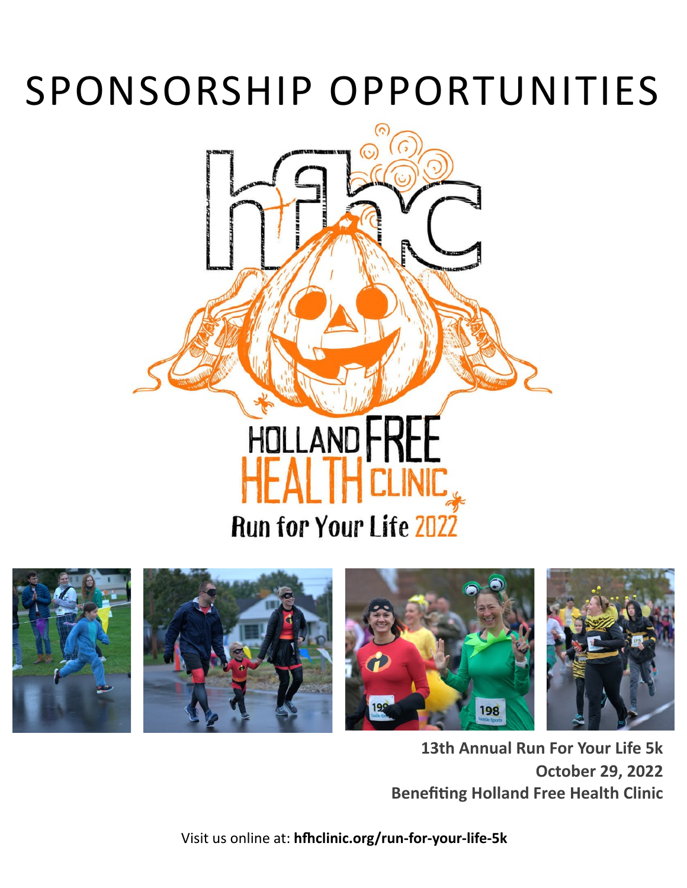# SPONSORSHIP OPPORTUNITIES

HOLLAND FREE HEALTH CLINIC

Run for Your Life 2022

**13th Annual Run For Your Life 5k**
**October 29, 2022**
**Benefiting Holland Free Health Clinic**

Visit us online at: **hfhclinic.org/run-for-your-life-5k**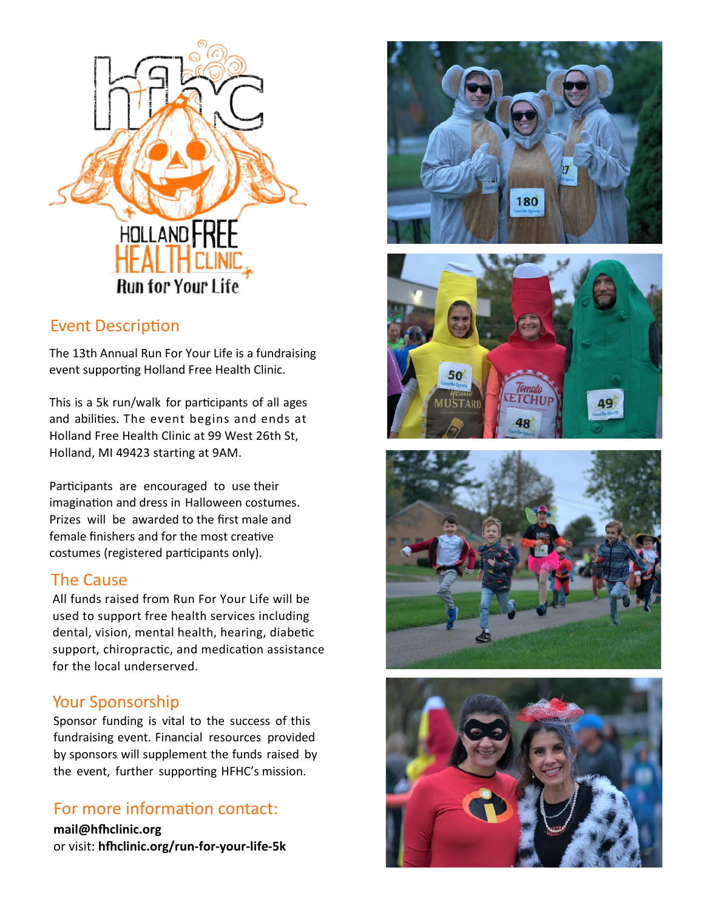Holland Free Health Clinic

Run for Your Life

## Event Description

The 13th Annual Run For Your Life is a fundraising event supporting Holland Free Health Clinic.

This is a 5k run/walk for participants of all ages and abilities. The event begins and ends at Holland Free Health Clinic at 99 West 26th St, Holland, MI 49423 starting at 9AM.

Participants are encouraged to use their imagination and dress in Halloween costumes. Prizes will be awarded to the first male and female finishers and for the most creative costumes (registered participants only).

## The Cause

All funds raised from Run For Your Life will be used to support free health services including dental, vision, mental health, hearing, diabetic support, chiropractic, and medication assistance for the local underserved.

## Your Sponsorship

Sponsor funding is vital to the success of this fundraising event. Financial resources provided by sponsors will supplement the funds raised by the event, further supporting HFHC's mission.

## For more information contact:

**mail@hfhclinic.org**
or visit: **hfhclinic.org/run-for-your-life-5k**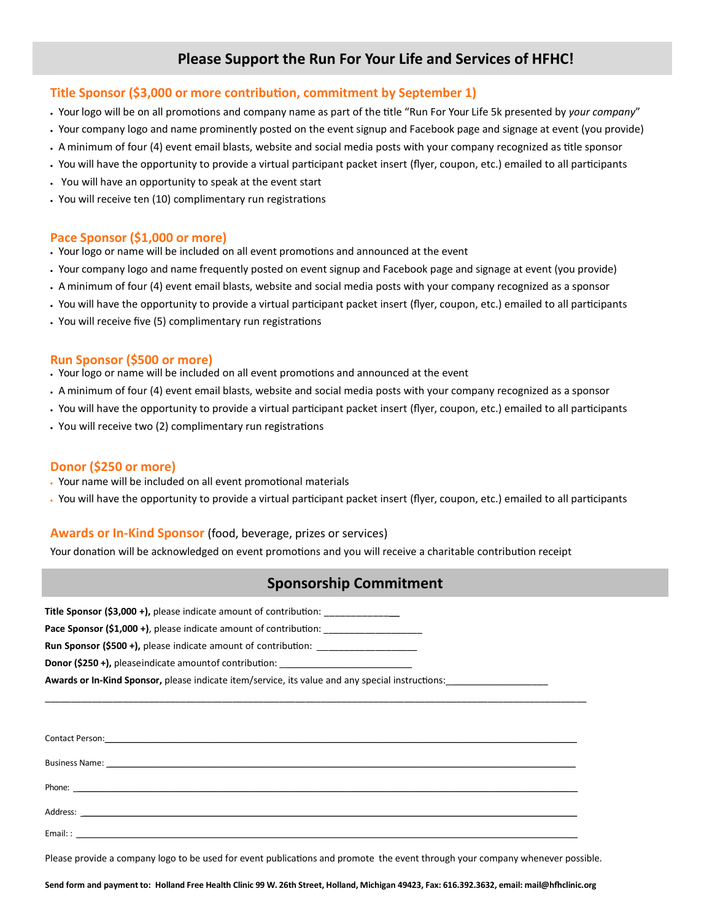# Please Support the Run For Your Life and Services of HFHC!

## Title Sponsor ($3,000 or more contribution, commitment by September 1)

- Your logo will be on all promotions and company name as part of the title "Run For Your Life 5k presented by *your company*"
- Your company logo and name prominently posted on the event signup and Facebook page and signage at event (you provide)
- A minimum of four (4) event email blasts, website and social media posts with your company recognized as title sponsor
- You will have the opportunity to provide a virtual participant packet insert (flyer, coupon, etc.) emailed to all participants
- You will have an opportunity to speak at the event start
- You will receive ten (10) complimentary run registrations

## Pace Sponsor ($1,000 or more)

- Your logo or name will be included on all event promotions and announced at the event
- Your company logo and name frequently posted on event signup and Facebook page and signage at event (you provide)
- A minimum of four (4) event email blasts, website and social media posts with your company recognized as a sponsor
- You will have the opportunity to provide a virtual participant packet insert (flyer, coupon, etc.) emailed to all participants
- You will receive five (5) complimentary run registrations

## Run Sponsor ($500 or more)

- Your logo or name will be included on all event promotions and announced at the event
- A minimum of four (4) event email blasts, website and social media posts with your company recognized as a sponsor
- You will have the opportunity to provide a virtual participant packet insert (flyer, coupon, etc.) emailed to all participants
- You will receive two (2) complimentary run registrations

## Donor ($250 or more)

- Your name will be included on all event promotional materials
- You will have the opportunity to provide a virtual participant packet insert (flyer, coupon, etc.) emailed to all participants

## Awards or In-Kind Sponsor (food, beverage, prizes or services)

Your donation will be acknowledged on event promotions and you will receive a charitable contribution receipt

# Sponsorship Commitment

**Title Sponsor ($3,000 +),** please indicate amount of contribution: ________________

**Pace Sponsor ($1,000 +)**, please indicate amount of contribution: ___________________

**Run Sponsor ($500 +),** please indicate amount of contribution: ___________________

**Donor ($250 +),** please indicate amount of contribution: _________________________

**Awards or In-Kind Sponsor,** please indicate item/service, its value and any special instructions: ____________________

_____________________________________________________________________________________________________

Contact Person: ______________________________________________________________________________

Business Name: ______________________________________________________________________________

Phone: _____________________________________________________________________________________

Address: ____________________________________________________________________________________

Email: : _____________________________________________________________________________________

Please provide a company logo to be used for event publications and promote the event through your company whenever possible.

**Send form and payment to: Holland Free Health Clinic 99 W. 26th Street, Holland, Michigan 49423, Fax: 616.392.3632, email: mail@hfhclinic.org**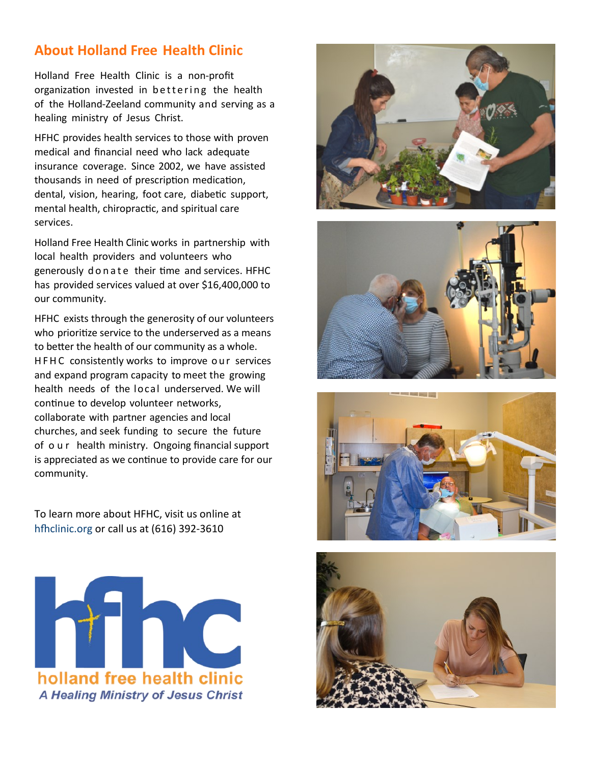## About Holland Free Health Clinic

Holland Free Health Clinic is a non-profit organization invested in bettering the health of the Holland-Zeeland community and serving as a healing ministry of Jesus Christ.

HFHC provides health services to those with proven medical and financial need who lack adequate insurance coverage. Since 2002, we have assisted thousands in need of prescription medication, dental, vision, hearing, foot care, diabetic support, mental health, chiropractic, and spiritual care services.

Holland Free Health Clinic works in partnership with local health providers and volunteers who generously donate their time and services. HFHC has provided services valued at over $16,400,000 to our community.

HFHC exists through the generosity of our volunteers who prioritize service to the underserved as a means to better the health of our community as a whole. HFHC consistently works to improve our services and expand program capacity to meet the growing health needs of the local underserved. We will continue to develop volunteer networks, collaborate with partner agencies and local churches, and seek funding to secure the future of our health ministry. Ongoing financial support is appreciated as we continue to provide care for our community.

To learn more about HFHC, visit us online at hfhclinic.org or call us at (616) 392-3610

hfhc

holland free health clinic

*A Healing Ministry of Jesus Christ*